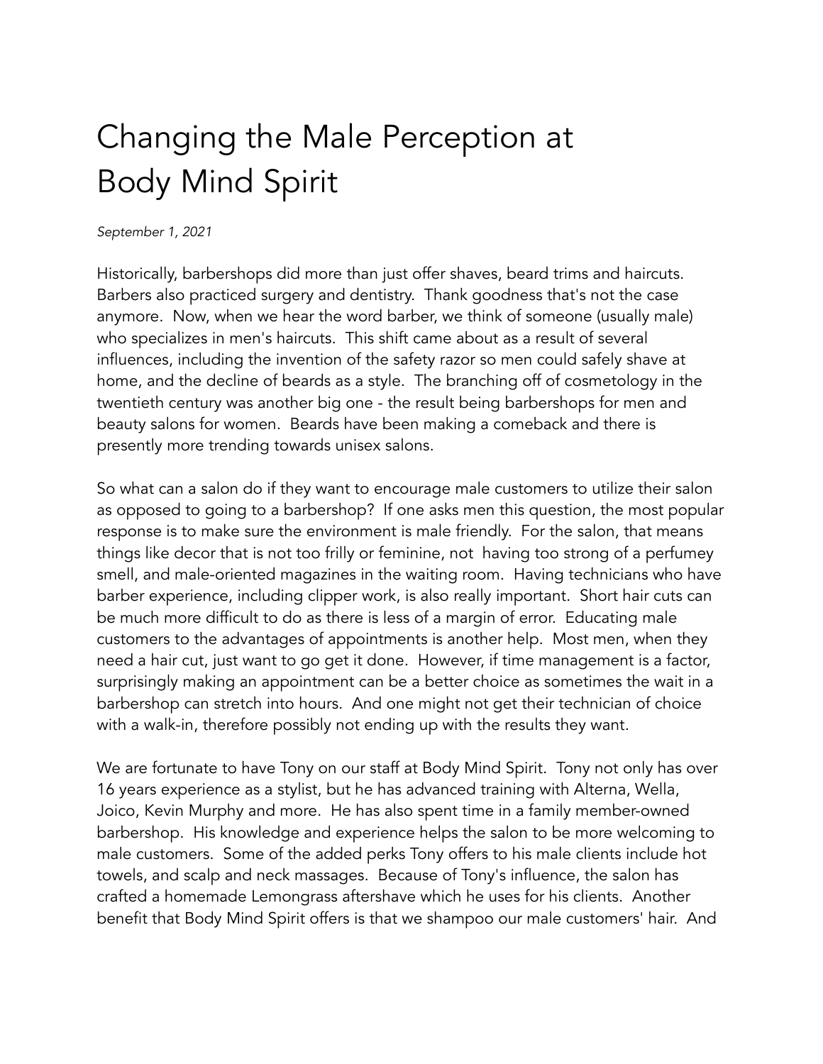# Changing the Male Perception at Body Mind Spirit

*September 1, 2021*

Historically, barbershops did more than just offer shaves, beard trims and haircuts. Barbers also practiced surgery and dentistry. Thank goodness that's not the case anymore. Now, when we hear the word barber, we think of someone (usually male) who specializes in men's haircuts. This shift came about as a result of several influences, including the invention of the safety razor so men could safely shave at home, and the decline of beards as a style. The branching off of cosmetology in the twentieth century was another big one - the result being barbershops for men and beauty salons for women. Beards have been making a comeback and there is presently more trending towards unisex salons.

So what can a salon do if they want to encourage male customers to utilize their salon as opposed to going to a barbershop? If one asks men this question, the most popular response is to make sure the environment is male friendly. For the salon, that means things like decor that is not too frilly or feminine, not having too strong of a perfumey smell, and male-oriented magazines in the waiting room. Having technicians who have barber experience, including clipper work, is also really important. Short hair cuts can be much more difficult to do as there is less of a margin of error. Educating male customers to the advantages of appointments is another help. Most men, when they need a hair cut, just want to go get it done. However, if time management is a factor, surprisingly making an appointment can be a better choice as sometimes the wait in a barbershop can stretch into hours. And one might not get their technician of choice with a walk-in, therefore possibly not ending up with the results they want.

We are fortunate to have Tony on our staff at Body Mind Spirit. Tony not only has over 16 years experience as a stylist, but he has advanced training with Alterna, Wella, Joico, Kevin Murphy and more. He has also spent time in a family member-owned barbershop. His knowledge and experience helps the salon to be more welcoming to male customers. Some of the added perks Tony offers to his male clients include hot towels, and scalp and neck massages. Because of Tony's influence, the salon has crafted a homemade Lemongrass aftershave which he uses for his clients. Another benefit that Body Mind Spirit offers is that we shampoo our male customers' hair. And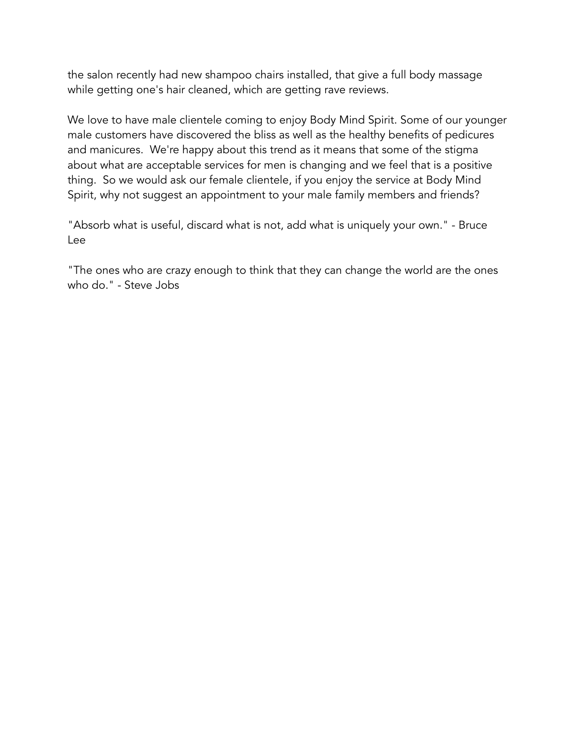the salon recently had new shampoo chairs installed, that give a full body massage while getting one's hair cleaned, which are getting rave reviews.

We love to have male clientele coming to enjoy Body Mind Spirit. Some of our younger male customers have discovered the bliss as well as the healthy benefits of pedicures and manicures. We're happy about this trend as it means that some of the stigma about what are acceptable services for men is changing and we feel that is a positive thing. So we would ask our female clientele, if you enjoy the service at Body Mind Spirit, why not suggest an appointment to your male family members and friends?

"Absorb what is useful, discard what is not, add what is uniquely your own." - Bruce Lee

"The ones who are crazy enough to think that they can change the world are the ones who do." - Steve Jobs